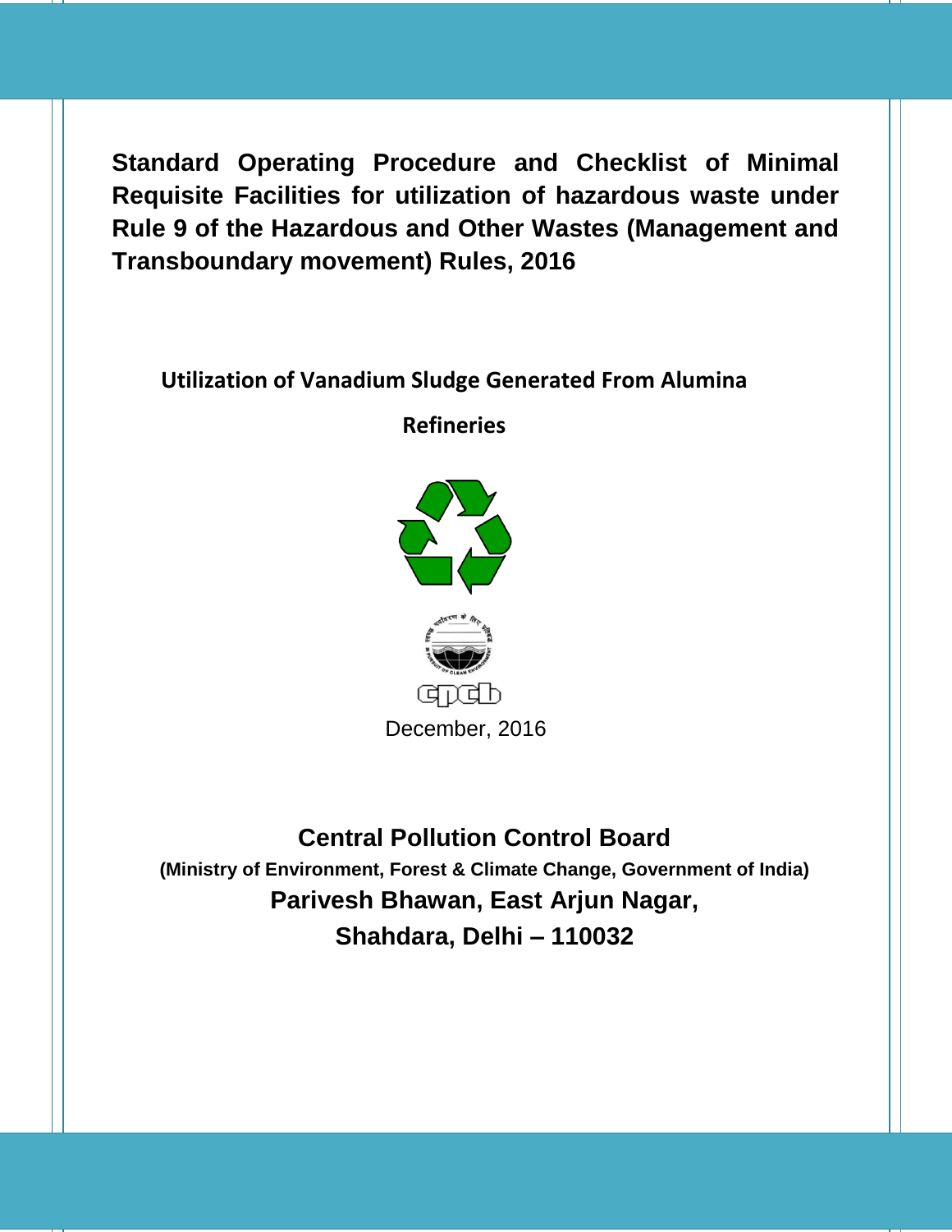# Standard Operating Procedure and Checklist of Minimal Requisite Facilities for utilization of hazardous waste under Rule 9 of the Hazardous and Other Wastes (Management and Transboundary movement) Rules, 2016

## Utilization of Vanadium Sludge Generated From Alumina Refineries

December, 2016

**Central Pollution Control Board**

**(Ministry of Environment, Forest & Climate Change, Government of India)**

**Parivesh Bhawan, East Arjun Nagar,**

**Shahdara, Delhi – 110032**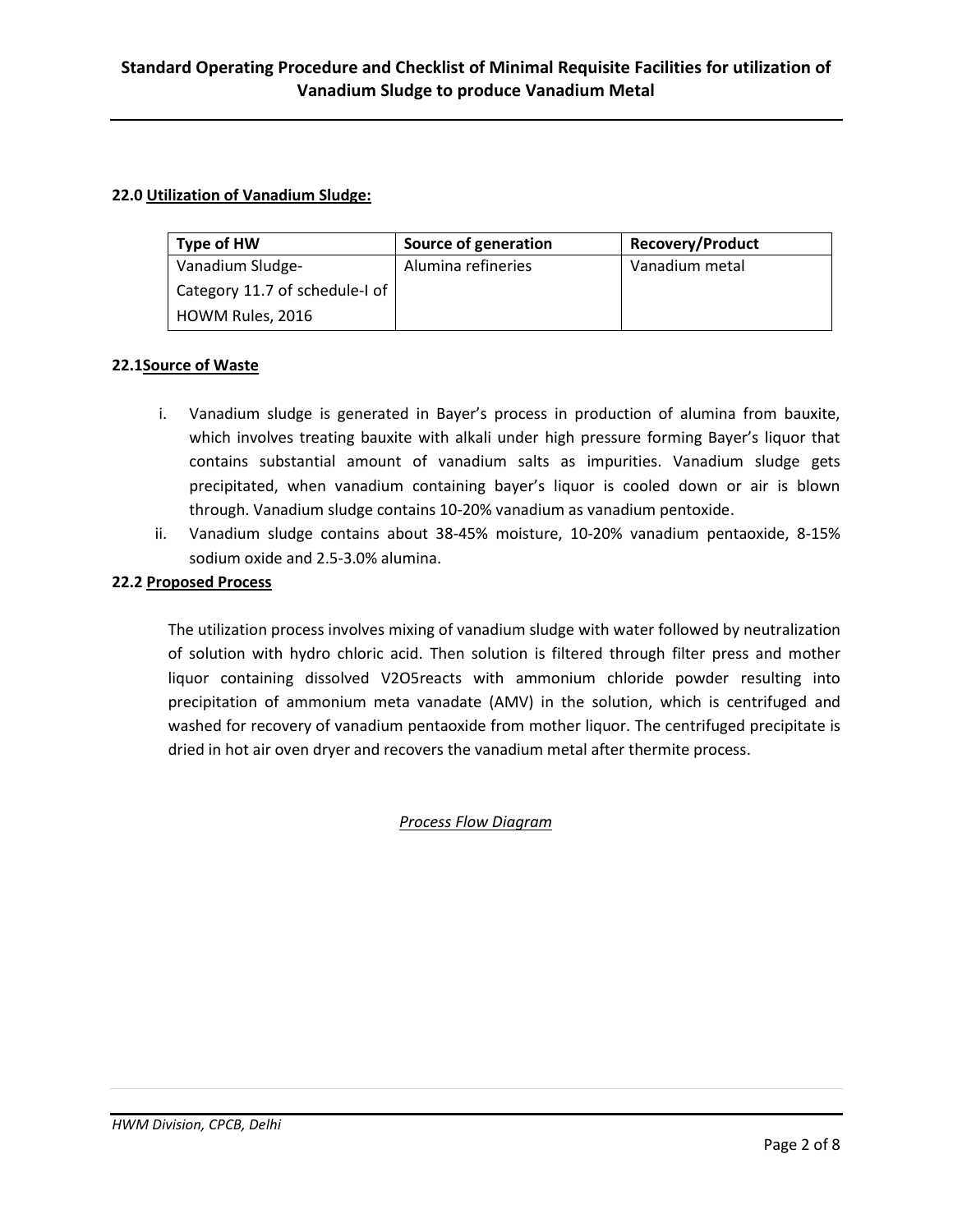## 22.0 Utilization of Vanadium Sludge:

| Type of HW | Source of generation | Recovery/Product |
|---|---|---|
| Vanadium Sludge- Category 11.7 of schedule-I of HOWM Rules, 2016 | Alumina refineries | Vanadium metal |

### 22.1Source of Waste

i. Vanadium sludge is generated in Bayer's process in production of alumina from bauxite, which involves treating bauxite with alkali under high pressure forming Bayer's liquor that contains substantial amount of vanadium salts as impurities. Vanadium sludge gets precipitated, when vanadium containing bayer's liquor is cooled down or air is blown through. Vanadium sludge contains 10-20% vanadium as vanadium pentoxide.

ii. Vanadium sludge contains about 38-45% moisture, 10-20% vanadium pentaoxide, 8-15% sodium oxide and 2.5-3.0% alumina.

### 22.2 Proposed Process

The utilization process involves mixing of vanadium sludge with water followed by neutralization of solution with hydro chloric acid. Then solution is filtered through filter press and mother liquor containing dissolved $V_2O_5$reacts with ammonium chloride powder resulting into precipitation of ammonium meta vanadate (AMV) in the solution, which is centrifuged and washed for recovery of vanadium pentaoxide from mother liquor. The centrifuged precipitate is dried in hot air oven dryer and recovers the vanadium metal after thermite process.

*Process Flow Diagram*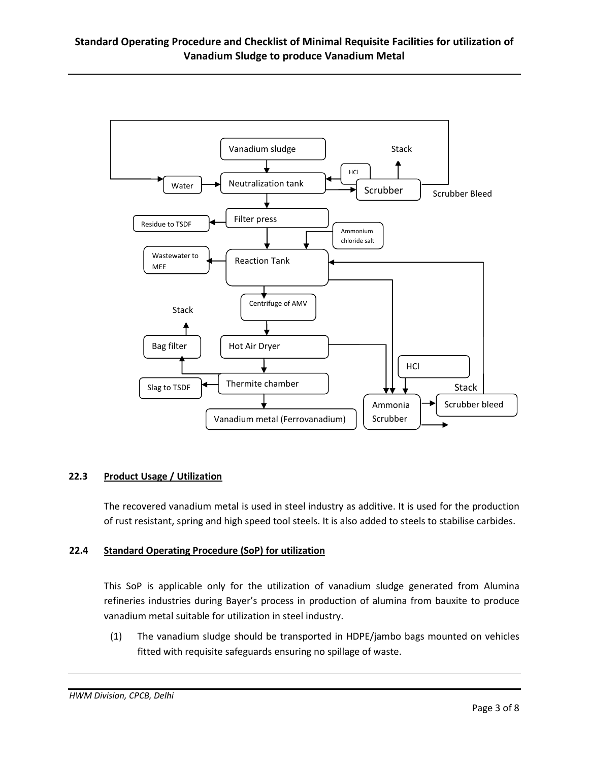Vanadium sludge → Neutralization tank (with Water, HCl) → Scrubber → Stack; Scrubber Bleed

Filter press → Residue to TSDF

Ammonium chloride salt → Reaction Tank → Wastewater to MEE

Centrifuge of AMV → Hot Air Dryer → Thermite chamber → Vanadium metal (Ferrovanadium)

Bag filter → Stack; Slag to TSDF

HCl → Ammonia Scrubber → Scrubber bleed; Stack

### 22.3 Product Usage / Utilization

The recovered vanadium metal is used in steel industry as additive. It is used for the production of rust resistant, spring and high speed tool steels. It is also added to steels to stabilise carbides.

### 22.4 Standard Operating Procedure (SoP) for utilization

This SoP is applicable only for the utilization of vanadium sludge generated from Alumina refineries industries during Bayer's process in production of alumina from bauxite to produce vanadium metal suitable for utilization in steel industry.

(1) The vanadium sludge should be transported in HDPE/jambo bags mounted on vehicles fitted with requisite safeguards ensuring no spillage of waste.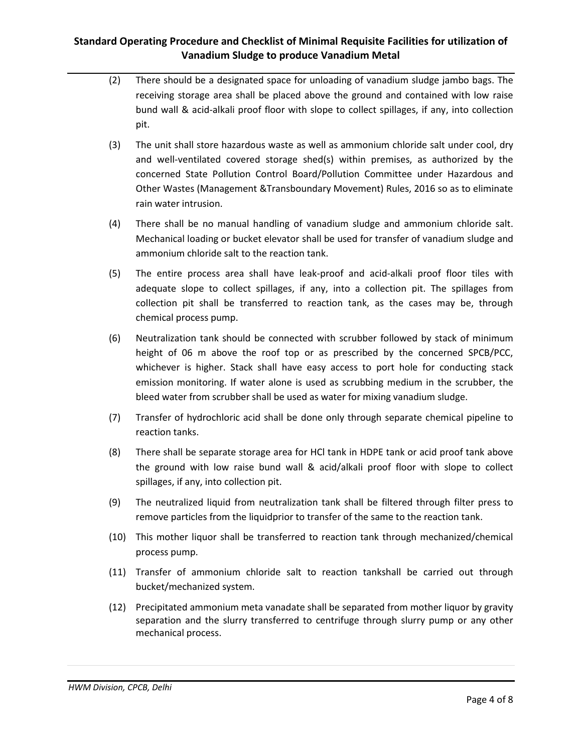(2) There should be a designated space for unloading of vanadium sludge jambo bags. The receiving storage area shall be placed above the ground and contained with low raise bund wall & acid-alkali proof floor with slope to collect spillages, if any, into collection pit.

(3) The unit shall store hazardous waste as well as ammonium chloride salt under cool, dry and well-ventilated covered storage shed(s) within premises, as authorized by the concerned State Pollution Control Board/Pollution Committee under Hazardous and Other Wastes (Management &Transboundary Movement) Rules, 2016 so as to eliminate rain water intrusion.

(4) There shall be no manual handling of vanadium sludge and ammonium chloride salt. Mechanical loading or bucket elevator shall be used for transfer of vanadium sludge and ammonium chloride salt to the reaction tank.

(5) The entire process area shall have leak-proof and acid-alkali proof floor tiles with adequate slope to collect spillages, if any, into a collection pit. The spillages from collection pit shall be transferred to reaction tank, as the cases may be, through chemical process pump.

(6) Neutralization tank should be connected with scrubber followed by stack of minimum height of 06 m above the roof top or as prescribed by the concerned SPCB/PCC, whichever is higher. Stack shall have easy access to port hole for conducting stack emission monitoring. If water alone is used as scrubbing medium in the scrubber, the bleed water from scrubber shall be used as water for mixing vanadium sludge.

(7) Transfer of hydrochloric acid shall be done only through separate chemical pipeline to reaction tanks.

(8) There shall be separate storage area for HCl tank in HDPE tank or acid proof tank above the ground with low raise bund wall & acid/alkali proof floor with slope to collect spillages, if any, into collection pit.

(9) The neutralized liquid from neutralization tank shall be filtered through filter press to remove particles from the liquidprior to transfer of the same to the reaction tank.

(10) This mother liquor shall be transferred to reaction tank through mechanized/chemical process pump.

(11) Transfer of ammonium chloride salt to reaction tankshall be carried out through bucket/mechanized system.

(12) Precipitated ammonium meta vanadate shall be separated from mother liquor by gravity separation and the slurry transferred to centrifuge through slurry pump or any other mechanical process.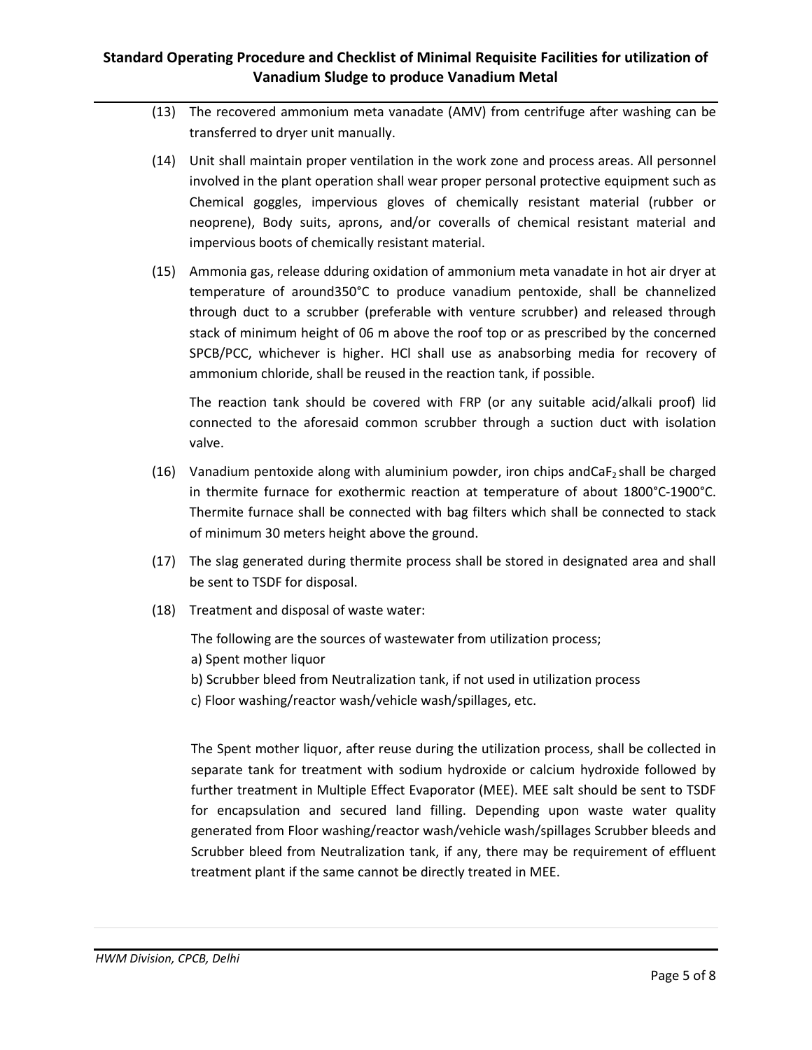(13) The recovered ammonium meta vanadate (AMV) from centrifuge after washing can be transferred to dryer unit manually.

(14) Unit shall maintain proper ventilation in the work zone and process areas. All personnel involved in the plant operation shall wear proper personal protective equipment such as Chemical goggles, impervious gloves of chemically resistant material (rubber or neoprene), Body suits, aprons, and/or coveralls of chemical resistant material and impervious boots of chemically resistant material.

(15) Ammonia gas, release dduring oxidation of ammonium meta vanadate in hot air dryer at temperature of around350°C to produce vanadium pentoxide, shall be channelized through duct to a scrubber (preferable with venture scrubber) and released through stack of minimum height of 06 m above the roof top or as prescribed by the concerned SPCB/PCC, whichever is higher. HCl shall use as anabsorbing media for recovery of ammonium chloride, shall be reused in the reaction tank, if possible.

The reaction tank should be covered with FRP (or any suitable acid/alkali proof) lid connected to the aforesaid common scrubber through a suction duct with isolation valve.

(16) Vanadium pentoxide along with aluminium powder, iron chips and$CaF_2$ shall be charged in thermite furnace for exothermic reaction at temperature of about 1800°C-1900°C. Thermite furnace shall be connected with bag filters which shall be connected to stack of minimum 30 meters height above the ground.

(17) The slag generated during thermite process shall be stored in designated area and shall be sent to TSDF for disposal.

(18) Treatment and disposal of waste water:

The following are the sources of wastewater from utilization process;

a) Spent mother liquor

b) Scrubber bleed from Neutralization tank, if not used in utilization process

c) Floor washing/reactor wash/vehicle wash/spillages, etc.

The Spent mother liquor, after reuse during the utilization process, shall be collected in separate tank for treatment with sodium hydroxide or calcium hydroxide followed by further treatment in Multiple Effect Evaporator (MEE). MEE salt should be sent to TSDF for encapsulation and secured land filling. Depending upon waste water quality generated from Floor washing/reactor wash/vehicle wash/spillages Scrubber bleeds and Scrubber bleed from Neutralization tank, if any, there may be requirement of effluent treatment plant if the same cannot be directly treated in MEE.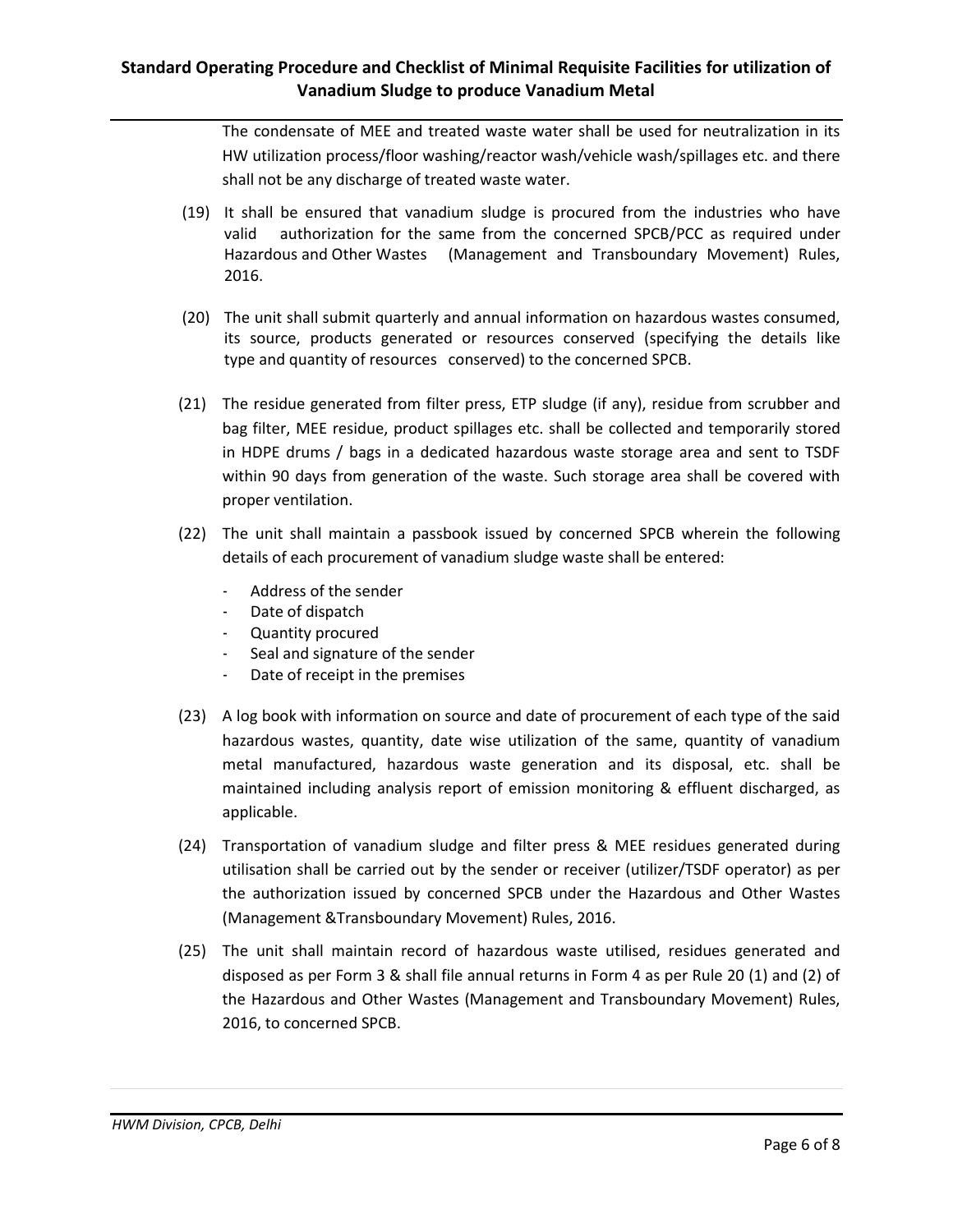The condensate of MEE and treated waste water shall be used for neutralization in its HW utilization process/floor washing/reactor wash/vehicle wash/spillages etc. and there shall not be any discharge of treated waste water.

(19) It shall be ensured that vanadium sludge is procured from the industries who have valid authorization for the same from the concerned SPCB/PCC as required under Hazardous and Other Wastes (Management and Transboundary Movement) Rules, 2016.

(20) The unit shall submit quarterly and annual information on hazardous wastes consumed, its source, products generated or resources conserved (specifying the details like type and quantity of resources conserved) to the concerned SPCB.

(21) The residue generated from filter press, ETP sludge (if any), residue from scrubber and bag filter, MEE residue, product spillages etc. shall be collected and temporarily stored in HDPE drums / bags in a dedicated hazardous waste storage area and sent to TSDF within 90 days from generation of the waste. Such storage area shall be covered with proper ventilation.

(22) The unit shall maintain a passbook issued by concerned SPCB wherein the following details of each procurement of vanadium sludge waste shall be entered:

- Address of the sender
- Date of dispatch
- Quantity procured
- Seal and signature of the sender
- Date of receipt in the premises

(23) A log book with information on source and date of procurement of each type of the said hazardous wastes, quantity, date wise utilization of the same, quantity of vanadium metal manufactured, hazardous waste generation and its disposal, etc. shall be maintained including analysis report of emission monitoring & effluent discharged, as applicable.

(24) Transportation of vanadium sludge and filter press & MEE residues generated during utilisation shall be carried out by the sender or receiver (utilizer/TSDF operator) as per the authorization issued by concerned SPCB under the Hazardous and Other Wastes (Management &Transboundary Movement) Rules, 2016.

(25) The unit shall maintain record of hazardous waste utilised, residues generated and disposed as per Form 3 & shall file annual returns in Form 4 as per Rule 20 (1) and (2) of the Hazardous and Other Wastes (Management and Transboundary Movement) Rules, 2016, to concerned SPCB.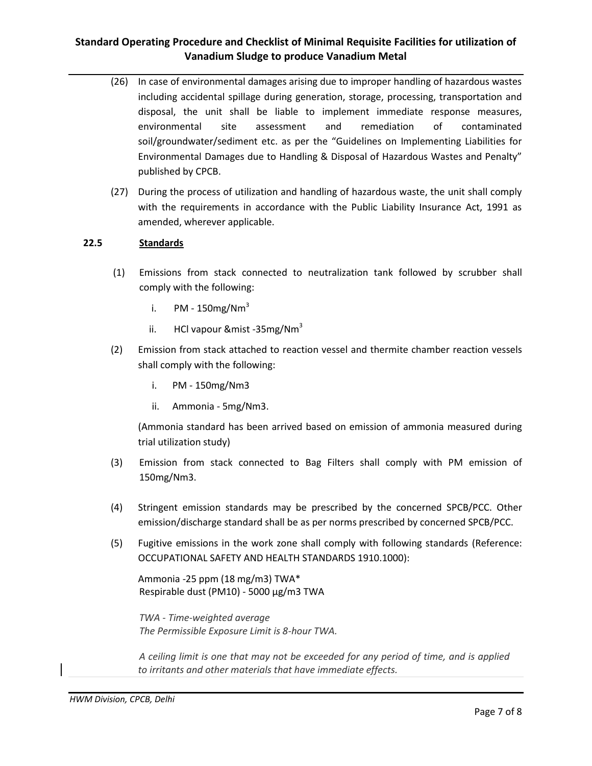(26) In case of environmental damages arising due to improper handling of hazardous wastes including accidental spillage during generation, storage, processing, transportation and disposal, the unit shall be liable to implement immediate response measures, environmental site assessment and remediation of contaminated soil/groundwater/sediment etc. as per the "Guidelines on Implementing Liabilities for Environmental Damages due to Handling & Disposal of Hazardous Wastes and Penalty" published by CPCB.

(27) During the process of utilization and handling of hazardous waste, the unit shall comply with the requirements in accordance with the Public Liability Insurance Act, 1991 as amended, wherever applicable.

## 22.5 Standards

(1) Emissions from stack connected to neutralization tank followed by scrubber shall comply with the following:

   i. PM - 150mg/$Nm^3$

   ii. HCl vapour &mist -35mg/$Nm^3$

(2) Emission from stack attached to reaction vessel and thermite chamber reaction vessels shall comply with the following:

   i. PM - 150mg/Nm3

   ii. Ammonia - 5mg/Nm3.

   (Ammonia standard has been arrived based on emission of ammonia measured during trial utilization study)

(3) Emission from stack connected to Bag Filters shall comply with PM emission of 150mg/Nm3.

(4) Stringent emission standards may be prescribed by the concerned SPCB/PCC. Other emission/discharge standard shall be as per norms prescribed by concerned SPCB/PCC.

(5) Fugitive emissions in the work zone shall comply with following standards (Reference: OCCUPATIONAL SAFETY AND HEALTH STANDARDS 1910.1000):

   Ammonia -25 ppm (18 mg/m3) TWA*
   Respirable dust (PM10) - 5000 µg/m3 TWA

   *TWA - Time-weighted average*
   *The Permissible Exposure Limit is 8-hour TWA.*

   *A ceiling limit is one that may not be exceeded for any period of time, and is applied to irritants and other materials that have immediate effects.*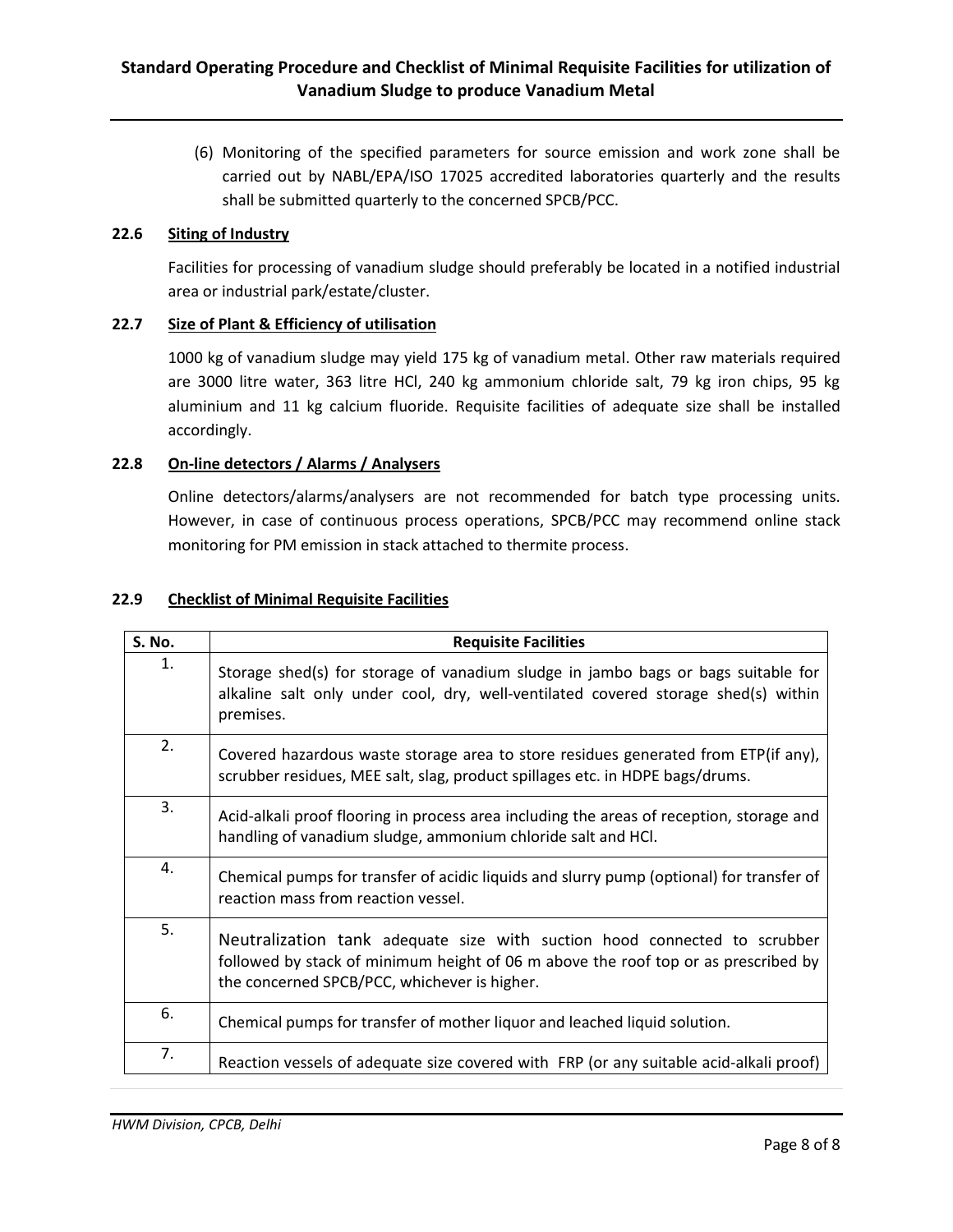(6) Monitoring of the specified parameters for source emission and work zone shall be carried out by NABL/EPA/ISO 17025 accredited laboratories quarterly and the results shall be submitted quarterly to the concerned SPCB/PCC.

### 22.6 Siting of Industry

Facilities for processing of vanadium sludge should preferably be located in a notified industrial area or industrial park/estate/cluster.

### 22.7 Size of Plant & Efficiency of utilisation

1000 kg of vanadium sludge may yield 175 kg of vanadium metal. Other raw materials required are 3000 litre water, 363 litre HCl, 240 kg ammonium chloride salt, 79 kg iron chips, 95 kg aluminium and 11 kg calcium fluoride. Requisite facilities of adequate size shall be installed accordingly.

### 22.8 On-line detectors / Alarms / Analysers

Online detectors/alarms/analysers are not recommended for batch type processing units. However, in case of continuous process operations, SPCB/PCC may recommend online stack monitoring for PM emission in stack attached to thermite process.

### 22.9 Checklist of Minimal Requisite Facilities

| S. No. | Requisite Facilities |
|---|---|
| 1. | Storage shed(s) for storage of vanadium sludge in jambo bags or bags suitable for alkaline salt only under cool, dry, well-ventilated covered storage shed(s) within premises. |
| 2. | Covered hazardous waste storage area to store residues generated from ETP(if any), scrubber residues, MEE salt, slag, product spillages etc. in HDPE bags/drums. |
| 3. | Acid-alkali proof flooring in process area including the areas of reception, storage and handling of vanadium sludge, ammonium chloride salt and HCl. |
| 4. | Chemical pumps for transfer of acidic liquids and slurry pump (optional) for transfer of reaction mass from reaction vessel. |
| 5. | Neutralization tank adequate size with suction hood connected to scrubber followed by stack of minimum height of 06 m above the roof top or as prescribed by the concerned SPCB/PCC, whichever is higher. |
| 6. | Chemical pumps for transfer of mother liquor and leached liquid solution. |
| 7. | Reaction vessels of adequate size covered with FRP (or any suitable acid-alkali proof) |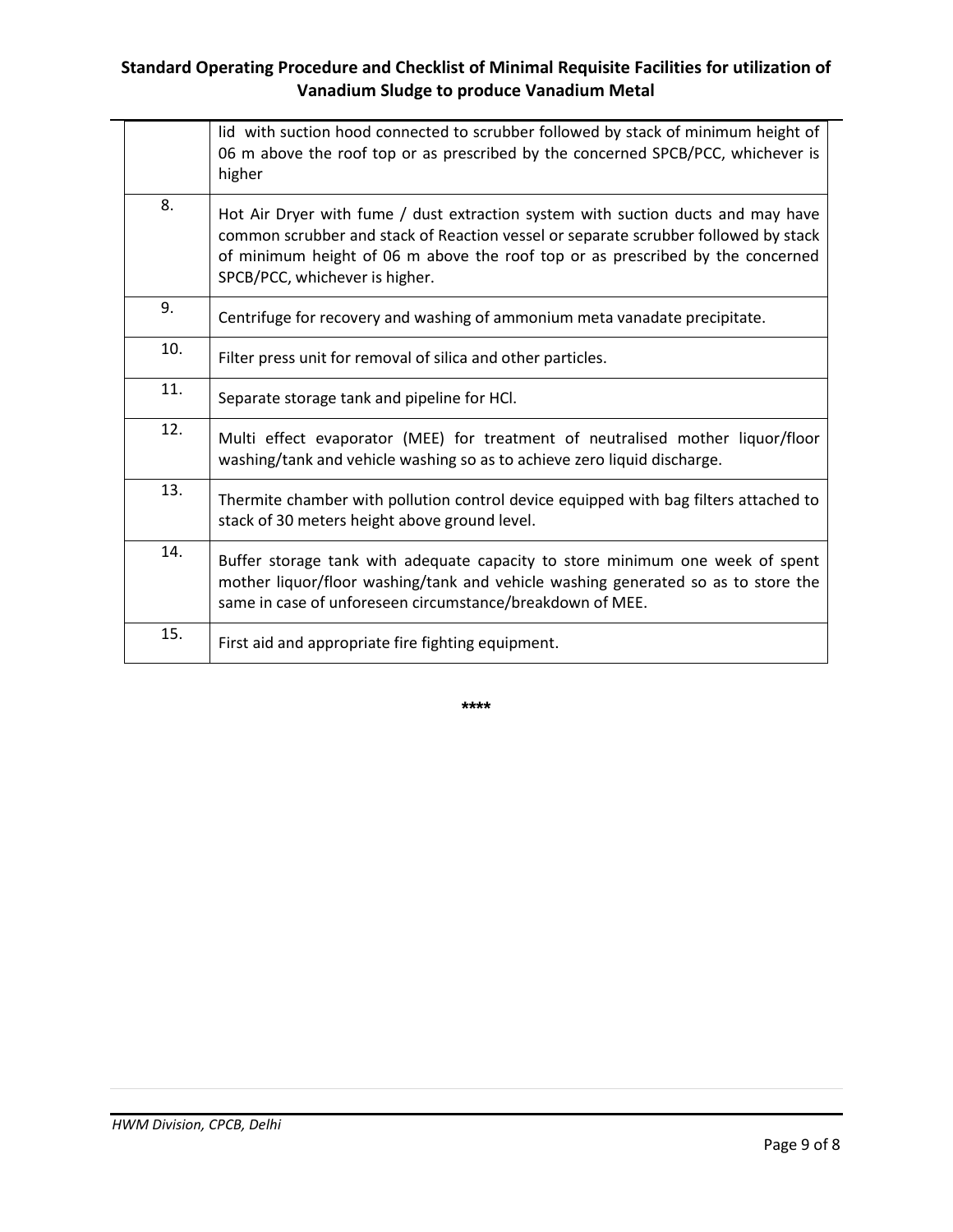| | |
|---|---|
| | lid with suction hood connected to scrubber followed by stack of minimum height of 06 m above the roof top or as prescribed by the concerned SPCB/PCC, whichever is higher |
| 8. | Hot Air Dryer with fume / dust extraction system with suction ducts and may have common scrubber and stack of Reaction vessel or separate scrubber followed by stack of minimum height of 06 m above the roof top or as prescribed by the concerned SPCB/PCC, whichever is higher. |
| 9. | Centrifuge for recovery and washing of ammonium meta vanadate precipitate. |
| 10. | Filter press unit for removal of silica and other particles. |
| 11. | Separate storage tank and pipeline for HCl. |
| 12. | Multi effect evaporator (MEE) for treatment of neutralised mother liquor/floor washing/tank and vehicle washing so as to achieve zero liquid discharge. |
| 13. | Thermite chamber with pollution control device equipped with bag filters attached to stack of 30 meters height above ground level. |
| 14. | Buffer storage tank with adequate capacity to store minimum one week of spent mother liquor/floor washing/tank and vehicle washing generated so as to store the same in case of unforeseen circumstance/breakdown of MEE. |
| 15. | First aid and appropriate fire fighting equipment. |

****